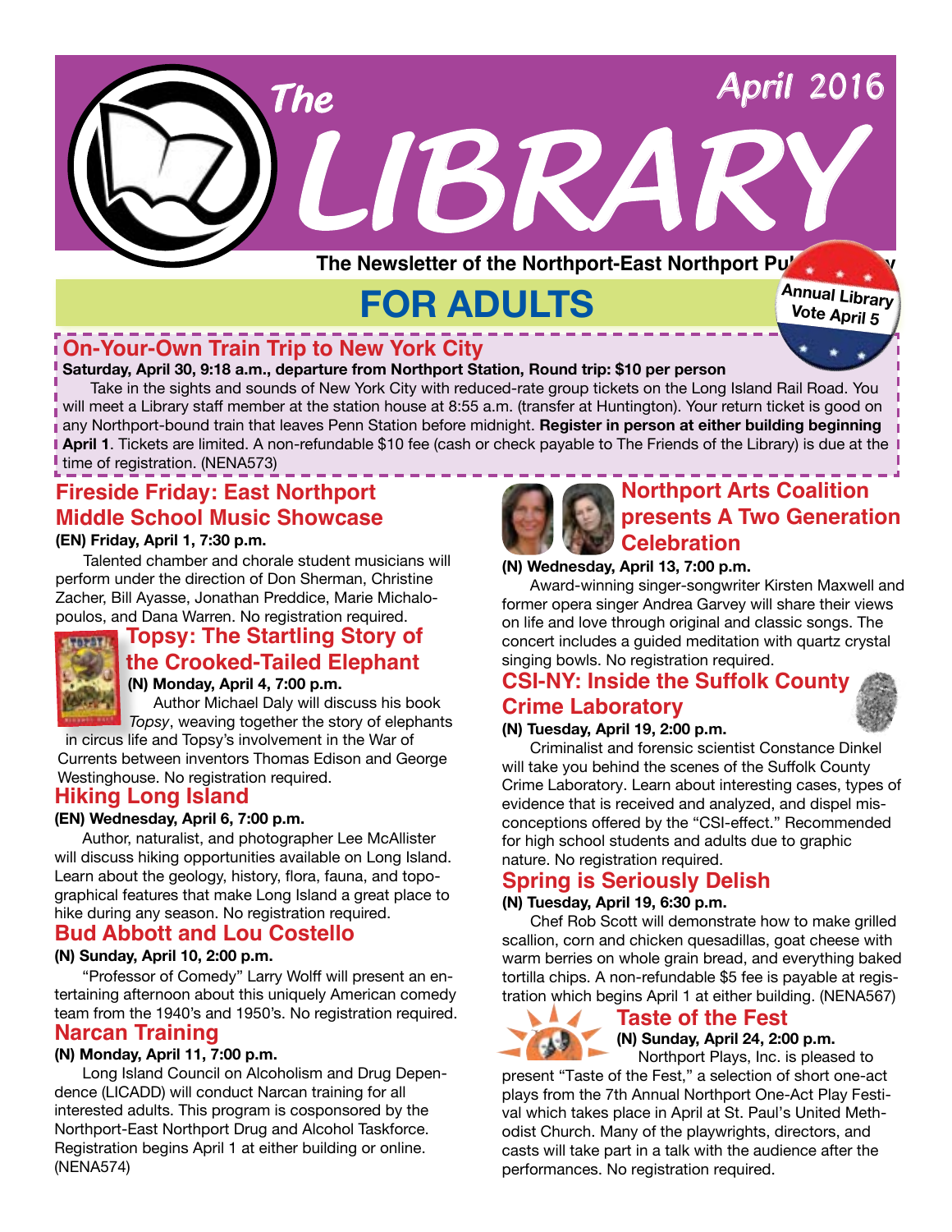# The LIBRARY

April 2016

The Newsletter of the Northport-East Northport Public Library

Annual Library Vote April 5

## FOR ADULTS

### On-Your-Own Train Trip to New York City

**Saturday, April 30, 9:18 a.m., departure from Northport Station, Round trip: $10 per person**

Take in the sights and sounds of New York City with reduced-rate group tickets on the Long Island Rail Road. You will meet a Library staff member at the station house at 8:55 a.m. (transfer at Huntington). Your return ticket is good on any Northport-bound train that leaves Penn Station before midnight. **Register in person at either building beginning April 1**. Tickets are limited. A non-refundable $10 fee (cash or check payable to The Friends of the Library) is due at the time of registration. (NENA573)

### Fireside Friday: East Northport Middle School Music Showcase

**(EN) Friday, April 1, 7:30 p.m.**

Talented chamber and chorale student musicians will perform under the direction of Don Sherman, Christine Zacher, Bill Ayasse, Jonathan Preddice, Marie Michalopoulos, and Dana Warren. No registration required.

### Topsy: The Startling Story of the Crooked-Tailed Elephant

**(N) Monday, April 4, 7:00 p.m.**

Author Michael Daly will discuss his book *Topsy*, weaving together the story of elephants in circus life and Topsy's involvement in the War of Currents between inventors Thomas Edison and George Westinghouse. No registration required.

### Hiking Long Island

**(EN) Wednesday, April 6, 7:00 p.m.**

Author, naturalist, and photographer Lee McAllister will discuss hiking opportunities available on Long Island. Learn about the geology, history, flora, fauna, and topographical features that make Long Island a great place to hike during any season. No registration required.

### Bud Abbott and Lou Costello

**(N) Sunday, April 10, 2:00 p.m.**

"Professor of Comedy" Larry Wolff will present an entertaining afternoon about this uniquely American comedy team from the 1940's and 1950's. No registration required.

### Narcan Training

**(N) Monday, April 11, 7:00 p.m.**

Long Island Council on Alcoholism and Drug Dependence (LICADD) will conduct Narcan training for all interested adults. This program is cosponsored by the Northport-East Northport Drug and Alcohol Taskforce. Registration begins April 1 at either building or online. (NENA574)

### Northport Arts Coalition presents A Two Generation Celebration

**(N) Wednesday, April 13, 7:00 p.m.**

Award-winning singer-songwriter Kirsten Maxwell and former opera singer Andrea Garvey will share their views on life and love through original and classic songs. The concert includes a guided meditation with quartz crystal singing bowls. No registration required.

### CSI-NY: Inside the Suffolk County Crime Laboratory

**(N) Tuesday, April 19, 2:00 p.m.**

Criminalist and forensic scientist Constance Dinkel will take you behind the scenes of the Suffolk County Crime Laboratory. Learn about interesting cases, types of evidence that is received and analyzed, and dispel misconceptions offered by the "CSI-effect." Recommended for high school students and adults due to graphic nature. No registration required.

### Spring is Seriously Delish

**(N) Tuesday, April 19, 6:30 p.m.**

Chef Rob Scott will demonstrate how to make grilled scallion, corn and chicken quesadillas, goat cheese with warm berries on whole grain bread, and everything baked tortilla chips. A non-refundable $5 fee is payable at registration which begins April 1 at either building. (NENA567)

### Taste of the Fest

**(N) Sunday, April 24, 2:00 p.m.**

Northport Plays, Inc. is pleased to present "Taste of the Fest," a selection of short one-act plays from the 7th Annual Northport One-Act Play Festival which takes place in April at St. Paul's United Methodist Church. Many of the playwrights, directors, and casts will take part in a talk with the audience after the performances. No registration required.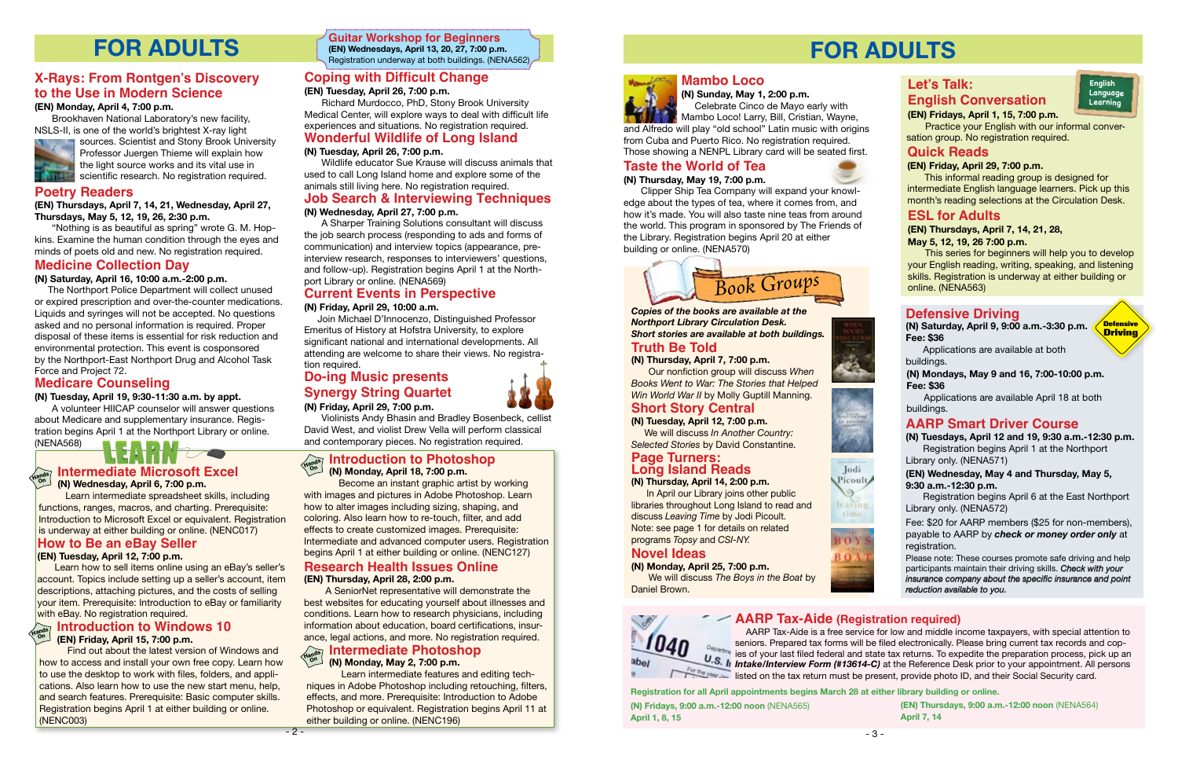# FOR ADULTS

## X-Rays: From Rontgen's Discovery to the Use in Modern Science

**(EN) Monday, April 4, 7:00 p.m.**

Brookhaven National Laboratory's new facility, NSLS-II, is one of the world's brightest X-ray light sources. Scientist and Stony Brook University Professor Juergen Thieme will explain how the light source works and its vital use in scientific research. No registration required.

## Poetry Readers

**(EN) Thursdays, April 7, 14, 21, Wednesday, April 27, Thursdays, May 5, 12, 19, 26, 2:30 p.m.**

"Nothing is as beautiful as spring" wrote G. M. Hopkins. Examine the human condition through the eyes and minds of poets old and new. No registration required.

## Medicine Collection Day

**(N) Saturday, April 16, 10:00 a.m.-2:00 p.m.**

The Northport Police Department will collect unused or expired prescription and over-the-counter medications. Liquids and syringes will not be accepted. No questions asked and no personal information is required. Proper disposal of these items is essential for risk reduction and environmental protection. This event is cosponsored by the Northport-East Northport Drug and Alcohol Task Force and Project 72.

## Medicare Counseling

**(N) Tuesday, April 19, 9:30-11:30 a.m. by appt.**

A volunteer HIICAP counselor will answer questions about Medicare and supplementary insurance. Registration begins April 1 at the Northport Library or online. (NENA568)

LEARN

## Intermediate Microsoft Excel

Hands On

**(N) Wednesday, April 6, 7:00 p.m.**

Learn intermediate spreadsheet skills, including functions, ranges, macros, and charting. Prerequisite: Introduction to Microsoft Excel or equivalent. Registration is underway at either building or online. (NENC017)

## How to Be an eBay Seller

**(EN) Tuesday, April 12, 7:00 p.m.**

Learn how to sell items online using an eBay's seller's account. Topics include setting up a seller's account, item descriptions, attaching pictures, and the costs of selling your item. Prerequisite: Introduction to eBay or familiarity with eBay. No registration required.

## Introduction to Windows 10

Hands On

**(EN) Friday, April 15, 7:00 p.m.**

Find out about the latest version of Windows and how to access and install your own free copy. Learn how to use the desktop to work with files, folders, and applications. Also learn how to use the new start menu, help, and search features. Prerequisite: Basic computer skills. Registration begins April 1 at either building or online. (NENC003)

## Guitar Workshop for Beginners

**(EN) Wednesdays, April 13, 20, 27, 7:00 p.m.**

Registration underway at both buildings. (NENA562)

## Coping with Difficult Change

**(EN) Tuesday, April 26, 7:00 p.m.**

Richard Murdocco, PhD, Stony Brook University Medical Center, will explore ways to deal with difficult life experiences and situations. No registration required.

## Wonderful Wildlife of Long Island

**(N) Tuesday, April 26, 7:00 p.m.**

Wildlife educator Sue Krause will discuss animals that used to call Long Island home and explore some of the animals still living here. No registration required.

## Job Search & Interviewing Techniques

**(N) Wednesday, April 27, 7:00 p.m.**

A Sharper Training Solutions consultant will discuss the job search process (responding to ads and forms of communication) and interview topics (appearance, pre-interview research, responses to interviewers' questions, and follow-up). Registration begins April 1 at the Northport Library or online. (NENA569)

## Current Events in Perspective

**(N) Friday, April 29, 10:00 a.m.**

Join Michael D'Innocenzo, Distinguished Professor Emeritus of History at Hofstra University, to explore significant national and international developments. All attending are welcome to share their views. No registration required.

## Do-ing Music presents Synergy String Quartet

**(N) Friday, April 29, 7:00 p.m.**

Violinists Andy Bhasin and Bradley Bosenbeck, cellist David West, and violist Drew Vella will perform classical and contemporary pieces. No registration required.

## Introduction to Photoshop

Hands On

**(N) Monday, April 18, 7:00 p.m.**

Become an instant graphic artist by working with images and pictures in Adobe Photoshop. Learn how to alter images including sizing, shaping, and coloring. Also learn how to re-touch, filter, and add effects to create customized images. Prerequisite: Intermediate and advanced computer users. Registration begins April 1 at either building or online. (NENC127)

## Research Health Issues Online

**(EN) Thursday, April 28, 2:00 p.m.**

A SeniorNet representative will demonstrate the best websites for educating yourself about illnesses and conditions. Learn how to research physicians, including information about education, board certifications, insurance, legal actions, and more. No registration required.

## Intermediate Photoshop

Hands On

**(N) Monday, May 2, 7:00 p.m.**

Learn intermediate features and editing techniques in Adobe Photoshop including retouching, filters, effects, and more. Prerequisite: Introduction to Adobe Photoshop or equivalent. Registration begins April 11 at either building or online. (NENC196)

# FOR ADULTS

## Mambo Loco

**(N) Sunday, May 1, 2:00 p.m.**

Celebrate Cinco de Mayo early with Mambo Loco! Larry, Bill, Cristian, Wayne, and Alfredo will play "old school" Latin music with origins from Cuba and Puerto Rico. No registration required. Those showing a NENPL Library card will be seated first.

## Taste the World of Tea

**(N) Thursday, May 19, 7:00 p.m.**

Clipper Ship Tea Company will expand your knowledge about the types of tea, where it comes from, and how it's made. You will also taste nine teas from around the world. This program in sponsored by The Friends of the Library. Registration begins April 20 at either building or online. (NENA570)

## Book Groups

***Copies of the books are available at the Northport Library Circulation Desk. Short stories are available at both buildings.***

### Truth Be Told

**(N) Thursday, April 7, 7:00 p.m.**

Our nonfiction group will discuss *When Books Went to War: The Stories that Helped Win World War II* by Molly Guptill Manning.

### Short Story Central

**(N) Tuesday, April 12, 7:00 p.m.**

We will discuss *In Another Country: Selected Stories* by David Constantine.

### Page Turners: Long Island Reads

**(N) Thursday, April 14, 2:00 p.m.**

In April our Library joins other public libraries throughout Long Island to read and discuss *Leaving Time* by Jodi Picoult. Note: see page 1 for details on related programs *Topsy* and *CSI-NY.*

### Novel Ideas

**(N) Monday, April 25, 7:00 p.m.**

We will discuss *The Boys in the Boat* by Daniel Brown.

## Let's Talk: English Conversation

English Language Learning

**(EN) Fridays, April 1, 15, 7:00 p.m.**

Practice your English with our informal conversation group. No registration required.

## Quick Reads

**(EN) Friday, April 29, 7:00 p.m.**

This informal reading group is designed for intermediate English language learners. Pick up this month's reading selections at the Circulation Desk.

## ESL for Adults

**(EN) Thursdays, April 7, 14, 21, 28, May 5, 12, 19, 26 7:00 p.m.**

This series for beginners will help you to develop your English reading, writing, speaking, and listening skills. Registration is underway at either building or online. (NENA563)

## Defensive Driving

**(N) Saturday, April 9, 9:00 a.m.-3:30 p.m. Fee: $36**

Applications are available at both buildings.

**(N) Mondays, May 9 and 16, 7:00-10:00 p.m. Fee: $36**

Applications are available April 18 at both buildings.

## AARP Smart Driver Course

**(N) Tuesdays, April 12 and 19, 9:30 a.m.-12:30 p.m.**

Registration begins April 1 at the Northport Library only. (NENA571)

**(EN) Wednesday, May 4 and Thursday, May 5, 9:30 a.m.-12:30 p.m.**

Registration begins April 6 at the East Northport Library only. (NENA572)

Fee: $20 for AARP members ($25 for non-members), payable to AARP by ***check or money order only*** at registration.

Please note: These courses promote safe driving and help participants maintain their driving skills. ***Check with your insurance company about the specific insurance and point reduction available to you.***

## AARP Tax-Aide (Registration required)

AARP Tax-Aide is a free service for low and middle income taxpayers, with special attention to seniors. Prepared tax forms will be filed electronically. Please bring current tax records and copies of your last filed federal and state tax returns. To expedite the preparation process, pick up an ***Intake/Interview Form (#13614-C)*** at the Reference Desk prior to your appointment. All persons listed on the tax return must be present, provide photo ID, and their Social Security card.

**Registration for all April appointments begins March 28 at either library building or online.**

**(N) Fridays, 9:00 a.m.-12:00 noon** (NENA565) **April 1, 8, 15**

**(EN) Thursdays, 9:00 a.m.-12:00 noon** (NENA564) **April 7, 14**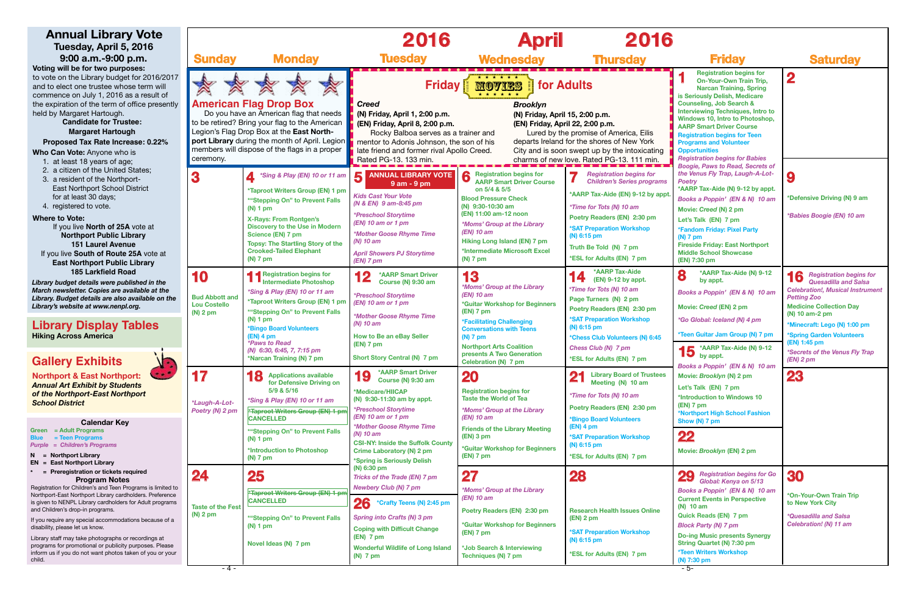## Annual Library Vote

**Tuesday, April 5, 2016**
**9:00 a.m.-9:00 p.m.**

**Voting will be for two purposes:** to vote on the Library budget for 2016/2017 and to elect one trustee whose term will commence on July 1, 2016 as a result of the expiration of the term of office presently held by Margaret Hartough.

**Candidate for Trustee:**
**Margaret Hartough**

**Proposed Tax Rate Increase: 0.22%**

**Who Can Vote:** Anyone who is

1. at least 18 years of age;
2. a citizen of the United States;
3. a resident of the Northport-East Northport School District for at least 30 days;
4. registered to vote.

**Where to Vote:**

If you live **North of 25A** vote at
**Northport Public Library**
**151 Laurel Avenue**

If you live **South of Route 25A** vote at
**East Northport Public Library**
**185 Larkfield Road**

*Library budget details were published in the March newsletter. Copies are available at the Library. Budget details are also available on the Library's website at www.nenpl.org.*

## Library Display Tables

**Hiking Across America**

## Gallery Exhibits

**Northport & East Northport:**
***Annual Art Exhibit by Students of the Northport-East Northport School District***

### Calendar Key

Green = Adult Programs
Blue = Teen Programs
Purple = Children's Programs

**N** = Northport Library
**EN** = East Northport Library
**\*** = Preregistration or tickets required

### Program Notes

Registration for Children's and Teen Programs is limited to Northport-East Northport Library cardholders. Preference is given to NENPL Library cardholders for Adult programs and Children's drop-in programs.

If you require any special accommodations because of a disability, please let us know.

Library staff may take photographs or recordings at programs for promotional or publicity purposes. Please inform us if you do not want photos taken of you or your child.

# 2016 April 2016

## American Flag Drop Box

Do you have an American flag that needs to be retired? Bring your flag to the American Legion's Flag Drop Box at the **East Northport Library** during the month of April. Legion members will dispose of the flags in a proper ceremony.

## Friday MOVIES for Adults

***Creed***
**(N) Friday, April 1, 2:00 p.m.**
**(EN) Friday, April 8, 2:00 p.m.**
Rocky Balboa serves as a trainer and mentor to Adonis Johnson, the son of his late friend and former rival Apollo Creed. Rated PG-13. 133 min.

***Brooklyn***
**(N) Friday, April 15, 2:00 p.m.**
**(EN) Friday, April 22, 2:00 p.m.**
Lured by the promise of America, Eilis departs Ireland for the shores of New York City and is soon swept up by the intoxicating charms of new love. Rated PG-13. 111 min.

| Sunday | Monday | Tuesday | Wednesday | Thursday | Friday | Saturday |
|---|---|---|---|---|---|---|
| | | | | | **1** Registration begins for On-Your-Own Train Trip, Narcan Training, Spring is Seriously Delish, Medicare Counseling, Job Search & Interviewing Techniques, Intro to Windows 10, Intro to Photoshop, AARP Smart Driver Course<br>Registration begins for Teen Programs and Volunteer Opportunities<br>*Registration begins for Babies Boogie, Paws to Read, Secrets of the Venus Fly Trap, Laugh-A-Lot-Poetry*<br>*AARP Tax-Aide (N) 9-12 by appt.<br>*Books a Poppin' (EN & N) 10 am*<br>Movie: *Creed* (N) 2 pm<br>Let's Talk (EN) 7 pm<br>*Fandom Friday: Pixel Party (N) 7 pm<br>Fireside Friday: East Northport Middle School Showcase (EN) 7:30 pm | **2** |
| **3** | **4** *\*Sing & Play (EN) 10 or 11 am*<br>*Taproot Writers Group (EN) 1 pm<br>*"Stepping On" to Prevent Falls (N) 1 pm<br>X-Rays: From Rontgen's Discovery to the Use in Modern Science (EN) 7 pm<br>Topsy: The Startling Story of the Crooked-Tailed Elephant (N) 7 pm | **5** **ANNUAL LIBRARY VOTE 9 am - 9 pm**<br>*Kids Cast Your Vote (N & EN) 9 am-8:45 pm*<br>*\*Preschool Storytime (EN) 10 am or 1 pm*<br>*\*Mother Goose Rhyme Time (N) 10 am*<br>*April Showers PJ Storytime (EN) 7 pm* | **6** Registration begins for AARP Smart Driver Course on 5/4 & 5/5<br>Blood Pressure Check (N) 9:30-10:30 am (EN) 11:00 am-12 noon<br>*\*Moms' Group at the Library (EN) 10 am*<br>Hiking Long Island (EN) 7 pm<br>*Intermediate Microsoft Excel (N) 7 pm | **7** *Registration begins for Children's Series programs*<br>*AARP Tax-Aide (EN) 9-12 by appt.<br>*\*Time for Tots (N) 10 am*<br>Poetry Readers (EN) 2:30 pm<br>*SAT Preparation Workshop (N) 6:15 pm<br>Truth Be Told (N) 7 pm<br>*ESL for Adults (EN) 7 pm | **8** *AARP Tax-Aide (N) 9-12 by appt.<br>*Books a Poppin' (EN & N) 10 am*<br>Movie: *Creed* (EN) 2 pm<br>*Go Global: Iceland (N) 4 pm<br>*Teen Guitar Jam Group (N) 7 pm | **9** *Defensive Driving (N) 9 am<br>*\*Babies Boogie (EN) 10 am* |
| **10** Bud Abbott and Lou Costello (N) 2 pm | **11** Registration begins for Intermediate Photoshop<br>*\*Sing & Play (EN) 10 or 11 am*<br>*Taproot Writers Group (EN) 1 pm<br>*"Stepping On" to Prevent Falls (N) 1 pm<br>*Bingo Board Volunteers (EN) 4 pm<br>*\*Paws to Read (N) 6:30, 6:45, 7, 7:15 pm*<br>*Narcan Training (N) 7 pm | **12** *AARP Smart Driver Course (N) 9:30 am<br>*\*Preschool Storytime (EN) 10 am or 1 pm*<br>*\*Mother Goose Rhyme Time (N) 10 am*<br>How to Be an eBay Seller (EN) 7 pm<br>Short Story Central (N) 7 pm | **13** *\*Moms' Group at the Library (EN) 10 am*<br>*Guitar Workshop for Beginners (EN) 7 pm<br>*Facilitating Challenging Conversations with Teens (N) 7 pm<br>Northport Arts Coalition presents A Two Generation Celebration (N) 7 pm | **14** *AARP Tax-Aide (EN) 9-12 by appt.<br>*\*Time for Tots (N) 10 am*<br>Page Turners (N) 2 pm<br>Poetry Readers (EN) 2:30 pm<br>*SAT Preparation Workshop (N) 6:15 pm<br>*Chess Club Volunteers (N) 6:45<br>*Chess Club (N) 7 pm*<br>*ESL for Adults (EN) 7 pm | **15** *AARP Tax-Aide (N) 9-12 by appt.<br>*Books a Poppin' (EN & N) 10 am*<br>Movie: *Brooklyn* (N) 2 pm<br>Let's Talk (EN) 7 pm<br>*Introduction to Windows 10 (EN) 7 pm<br>*Northport High School Fashion Show (N) 7 pm | **16** *Registration begins for Quesadilla and Salsa*<br>*Celebration!, Musical Instrument Petting Zoo*<br>Medicine Collection Day (N) 10 am-2 pm<br>*Minecraft: Lego (N) 1:00 pm<br>*Spring Garden Volunteers (EN) 1:45 pm<br>*\*Secrets of the Venus Fly Trap (EN) 2 pm* |
| **17** *\*Laugh-A-Lot-Poetry (N) 2 pm* | **18** Applications available for Defensive Driving on 5/9 & 5/16<br>*\*Sing & Play (EN) 10 or 11 am*<br>~~*Taproot Writers Group (EN) 1 pm~~ CANCELLED<br>*"Stepping On" to Prevent Falls (N) 1 pm<br>*Introduction to Photoshop (N) 7 pm | **19** *AARP Smart Driver Course (N) 9:30 am<br>*Medicare/HIICAP (N) 9:30-11:30 am by appt.<br>*\*Preschool Storytime (EN) 10 am or 1 pm*<br>*\*Mother Goose Rhyme Time (N) 10 am*<br>CSI-NY: Inside the Suffolk County Crime Laboratory (N) 2 pm<br>*Spring is Seriously Delish (N) 6:30 pm<br>*Tricks of the Trade (EN) 7 pm*<br>*Newbery Club (N) 7 pm* | **20** Registration begins for Taste the World of Tea<br>*\*Moms' Group at the Library (EN) 10 am*<br>Friends of the Library Meeting (EN) 3 pm<br>*Guitar Workshop for Beginners (EN) 7 pm | **21** Library Board of Trustees Meeting (N) 10 am<br>*\*Time for Tots (N) 10 am*<br>Poetry Readers (EN) 2:30 pm<br>*Bingo Board Volunteers (EN) 4 pm<br>*SAT Preparation Workshop (N) 6:15 pm<br>*ESL for Adults (EN) 7 pm | **22** Movie: *Brooklyn* (EN) 2 pm | **23** |
| **24** Taste of the Fest (N) 2 pm | **25** ~~*Taproot Writers Group (EN) 1 pm~~ CANCELLED<br>*"Stepping On" to Prevent Falls (N) 1 pm<br>Novel Ideas (N) 7 pm | **26** *Crafty Teens (N) 2:45 pm<br>*Spring into Crafts (N) 3 pm*<br>Coping with Difficult Change (EN) 7 pm<br>Wonderful Wildlife of Long Island (N) 7 pm | **27** *\*Moms' Group at the Library (EN) 10 am*<br>Poetry Readers (EN) 2:30 pm<br>*Guitar Workshop for Beginners (EN) 7 pm<br>*Job Search & Interviewing Techniques (N) 7 pm | **28** Research Health Issues Online (EN) 2 pm<br>*SAT Preparation Workshop (N) 6:15 pm<br>*ESL for Adults (EN) 7 pm | **29** *Registration begins for Go Global: Kenya on 5/13*<br>*Books a Poppin' (EN & N) 10 am*<br>Current Events in Perspective (N) 10 am<br>Quick Reads (EN) 7 pm<br>*Block Party (N) 7 pm*<br>Do-ing Music presents Synergy String Quartet (N) 7:30 pm<br>*Teen Writers Workshop (N) 7:30 pm | **30** *On-Your-Own Train Trip to New York City<br>*\*Quesadilla and Salsa Celebration! (N) 11 am* |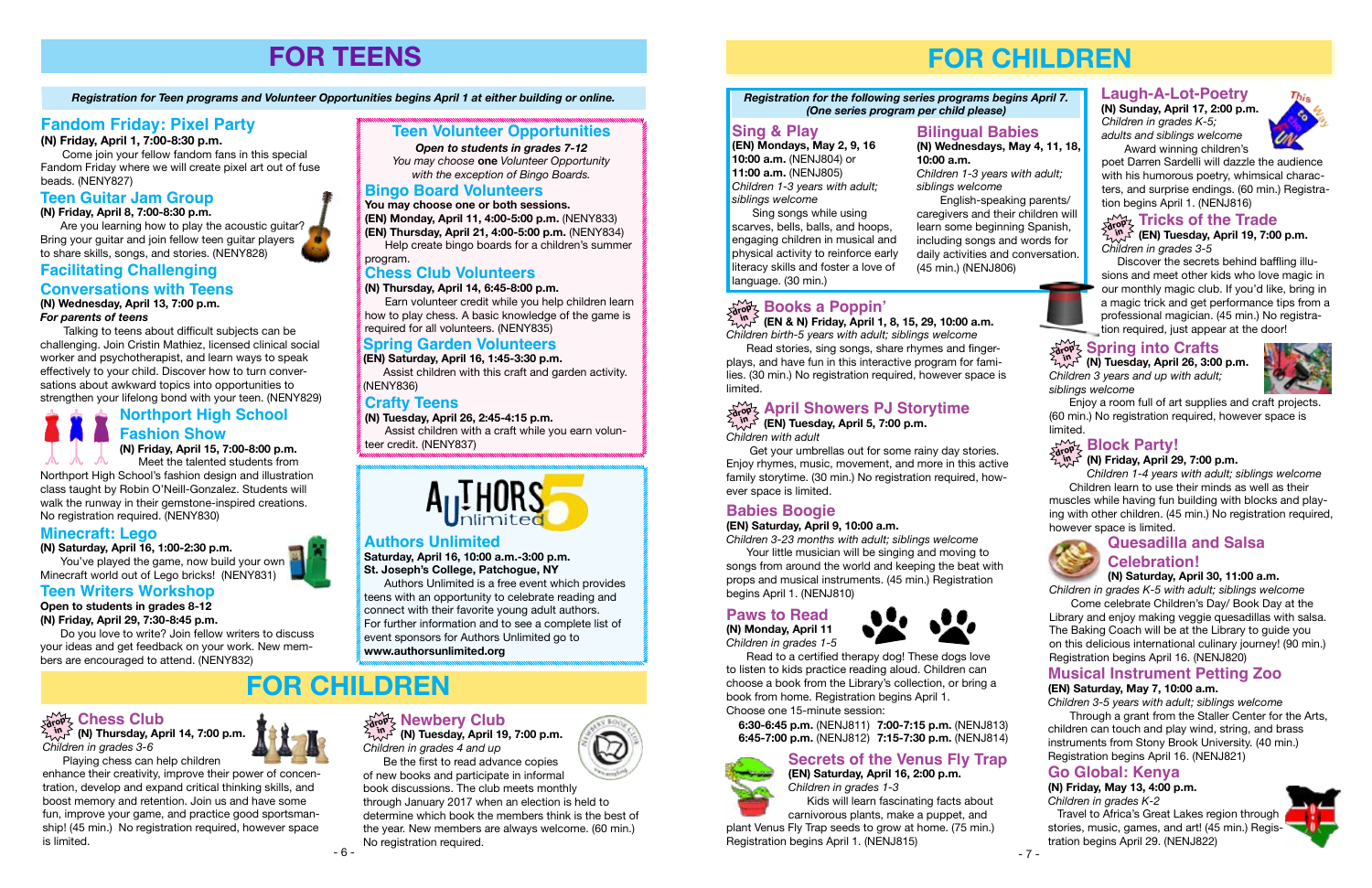# FOR TEENS

*Registration for Teen programs and Volunteer Opportunities begins April 1 at either building or online.*

## Fandom Friday: Pixel Party

**(N) Friday, April 1, 7:00-8:30 p.m.**

Come join your fellow fandom fans in this special Fandom Friday where we will create pixel art out of fuse beads. (NENY827)

## Teen Guitar Jam Group

**(N) Friday, April 8, 7:00-8:30 p.m.**

Are you learning how to play the acoustic guitar? Bring your guitar and join fellow teen guitar players to share skills, songs, and stories. (NENY828)

## Facilitating Challenging Conversations with Teens

**(N) Wednesday, April 13, 7:00 p.m.**

***For parents of teens***

Talking to teens about difficult subjects can be challenging. Join Christin Mathiez, licensed clinical social worker and psychotherapist, and learn ways to speak effectively to your child. Discover how to turn conversations about awkward topics into opportunities to strengthen your lifelong bond with your teen. (NENY829)

## Northport High School Fashion Show

**(N) Friday, April 15, 7:00-8:00 p.m.**

Meet the talented students from Northport High School's fashion design and illustration class taught by Robin O'Neill-Gonzalez. Students will walk the runway in their gemstone-inspired creations. No registration required. (NENY830)

## Minecraft: Lego

**(N) Saturday, April 16, 1:00-2:30 p.m.**

You've played the game, now build your own Minecraft world out of Lego bricks! (NENY831)

## Teen Writers Workshop

**Open to students in grades 8-12**

**(N) Friday, April 29, 7:30-8:45 p.m.**

Do you love to write? Join fellow writers to discuss your ideas and get feedback on your work. New members are encouraged to attend. (NENY832)

## Teen Volunteer Opportunities

***Open to students in grades 7-12***

*You may choose* **one** *Volunteer Opportunity with the exception of Bingo Boards.*

### Bingo Board Volunteers

**You may choose one or both sessions.**

**(EN) Monday, April 11, 4:00-5:00 p.m.** (NENY833)

**(EN) Thursday, April 21, 4:00-5:00 p.m.** (NENY834)

Help create bingo boards for a children's summer program.

### Chess Club Volunteers

**(N) Thursday, April 14, 6:45-8:00 p.m.**

Earn volunteer credit while you help children learn how to play chess. A basic knowledge of the game is required for all volunteers. (NENY835)

### Spring Garden Volunteers

**(EN) Saturday, April 16, 1:45-3:30 p.m.**

Assist children with this craft and garden activity. (NENY836)

### Crafty Teens

**(N) Tuesday, April 26, 2:45-4:15 p.m.**

Assist children with a craft while you earn volunteer credit. (NENY837)

## Authors Unlimited

**Saturday, April 16, 10:00 a.m.-3:00 p.m.**

**St. Joseph's College, Patchogue, NY**

Authors Unlimited is a free event which provides teens with an opportunity to celebrate reading and connect with their favorite young adult authors. For further information and to see a complete list of event sponsors for Authors Unlimited go to **www.authorsunlimited.org**

# FOR CHILDREN

## Chess Club

drop in

**(N) Thursday, April 14, 7:00 p.m.**

*Children in grades 3-6*

Playing chess can help children enhance their creativity, improve their power of concentration, develop and expand critical thinking skills, and boost memory and retention. Join us and improve your fun, improve your game, and practice good sportsmanship! (45 min.) No registration required, however space is limited.

## Newbery Club

drop in

**(N) Tuesday, April 19, 7:00 p.m.**

*Children in grades 4 and up*

Be the first to read advance copies of new books and participate in informal book discussions. The club meets monthly through January 2017 when an election is held to determine which book the members think is the best of the year. New members are always welcome. (60 min.) No registration required.

# FOR CHILDREN

***Registration for the following series programs begins April 7. (One series program per child please)***

## Sing & Play

**(EN) Mondays, May 2, 9, 16**

**10:00 a.m.** (NENJ804) or

**11:00 a.m.** (NENJ805)

*Children 1-3 years with adult; siblings welcome*

Sing songs while using scarves, bells, balls, and hoops, engaging children in musical and physical activity to reinforce early literacy skills and foster a love of language. (30 min.)

## Bilingual Babies

**(N) Wednesdays, May 4, 11, 18, 10:00 a.m.**

*Children 1-3 years with adult; siblings welcome*

English-speaking parents/caregivers and their children will learn some beginning Spanish, including songs and words for daily activities and conversation. (45 min.) (NENJ806)

## Books a Poppin'

drop in

**(EN & N) Friday, April 1, 8, 15, 29, 10:00 a.m.**

*Children birth-5 years with adult; siblings welcome*

Read stories, sing songs, share rhymes and fingerplays, and have fun in this interactive program for families. (30 min.) No registration required, however space is limited.

## April Showers PJ Storytime

drop in

**(EN) Tuesday, April 5, 7:00 p.m.**

*Children with adult*

Get your umbrellas out for some rainy day stories. Enjoy rhymes, music, movement, and more in this active family storytime. (30 min.) No registration required, however space is limited.

## Babies Boogie

**(EN) Saturday, April 9, 10:00 a.m.**

*Children 3-23 months with adult; siblings welcome*

Your little musician will be singing and moving to songs from around the world and keeping the beat with props and musical instruments. (45 min.) Registration begins April 1. (NENJ810)

## Paws to Read

**(N) Monday, April 11**

*Children in grades 1-5*

Read to a certified therapy dog! These dogs love to listen to kids practice reading aloud. Children can choose a book from the Library's collection, or bring a book from home. Registration begins April 1. Choose one 15-minute session:

**6:30-6:45 p.m.** (NENJ811) **7:00-7:15 p.m.** (NENJ813)

**6:45-7:00 p.m.** (NENJ812) **7:15-7:30 p.m.** (NENJ814)

## Secrets of the Venus Fly Trap

**(EN) Saturday, April 16, 2:00 p.m.**

*Children in grades 1-3*

Kids will learn fascinating facts about carnivorous plants, make a puppet, and plant Venus Fly Trap seeds to grow at home. (75 min.) Registration begins April 1. (NENJ815)

## Laugh-A-Lot-Poetry

**(N) Sunday, April 17, 2:00 p.m.**

*Children in grades K-5; adults and siblings welcome*

Award winning children's poet Darren Sardelli will dazzle the audience with his humorous poetry, whimsical characters, and surprise endings. (60 min.) Registration begins April 1. (NENJ816)

## Tricks of the Trade

drop in

**(EN) Tuesday, April 19, 7:00 p.m.**

*Children in grades 3-5*

Discover the secrets behind baffling illusions and meet other kids who love magic in our monthly magic club. If you'd like, bring in a magic trick and get performance tips from a professional magician. (45 min.) No registration required, just appear at the door!

## Spring into Crafts

drop in

**(N) Tuesday, April 26, 3:00 p.m.**

*Children 3 years and up with adult; siblings welcome*

Enjoy a room full of art supplies and craft projects. (60 min.) No registration required, however space is limited.

## Block Party!

drop in

**(N) Friday, April 29, 7:00 p.m.**

*Children 1-4 years with adult; siblings welcome*

Children learn to use their minds as well as their muscles while having fun building with blocks and playing with other children. (45 min.) No registration required, however space is limited.

## Quesadilla and Salsa Celebration!

**(N) Saturday, April 30, 11:00 a.m.**

*Children in grades K-5 with adult; siblings welcome*

Come celebrate Children's Day/ Book Day at the Library and enjoy making veggie quesadillas with salsa. The Baking Coach will be at the Library to guide you on this delicious international culinary journey! (90 min.) Registration begins April 16. (NENJ820)

## Musical Instrument Petting Zoo

**(EN) Saturday, May 7, 10:00 a.m.**

*Children 3-5 years with adult; siblings welcome*

Through a grant from the Staller Center for the Arts, children can touch and play wind, string, and brass instruments from Stony Brook University. (40 min.) Registration begins April 16. (NENJ821)

## Go Global: Kenya

**(N) Friday, May 13, 4:00 p.m.**

*Children in grades K-2*

Travel to Africa's Great Lakes region through stories, music, games, and art! (45 min.) Registration begins April 29. (NENJ822)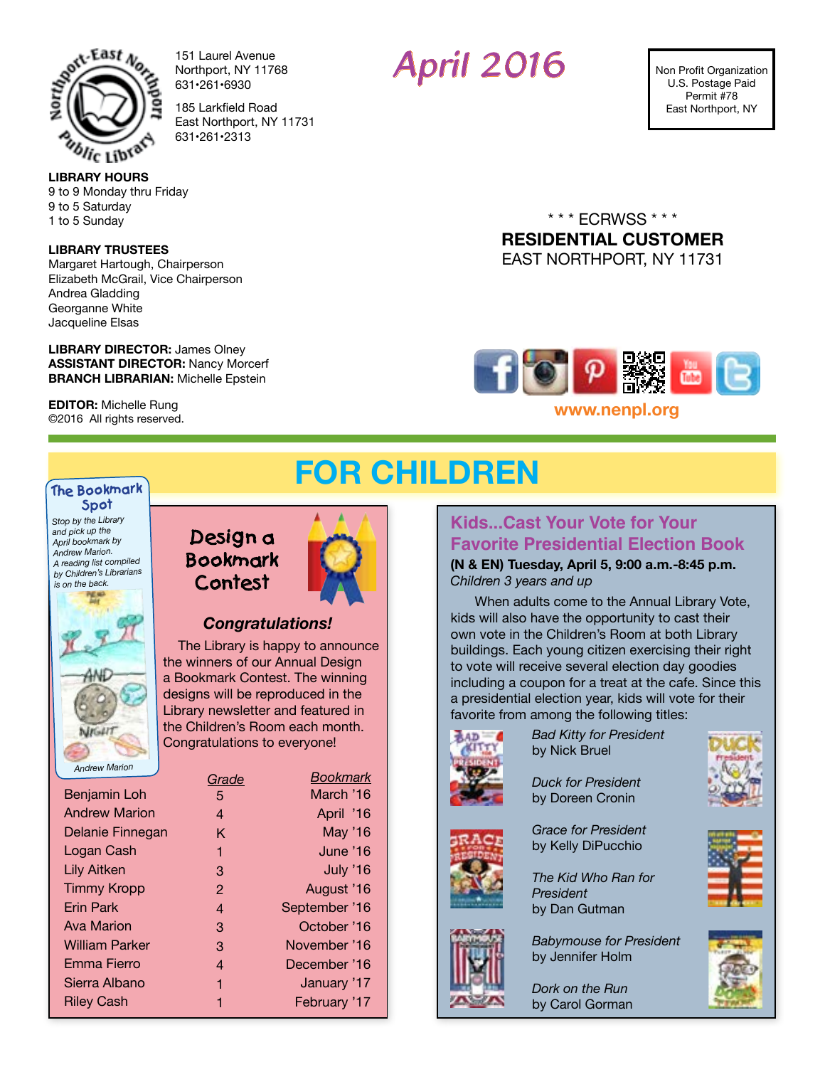151 Laurel Avenue
Northport, NY 11768
631•261•6930

185 Larkfield Road
East Northport, NY 11731
631•261•2313

# April 2016

Non Profit Organization
U.S. Postage Paid
Permit #78
East Northport, NY

**LIBRARY HOURS**
9 to 9 Monday thru Friday
9 to 5 Saturday
1 to 5 Sunday

**LIBRARY TRUSTEES**
Margaret Hartough, Chairperson
Elizabeth McGrail, Vice Chairperson
Andrea Gladding
Georganne White
Jacqueline Elsas

**LIBRARY DIRECTOR:** James Olney
**ASSISTANT DIRECTOR:** Nancy Morcerf
**BRANCH LIBRARIAN:** Michelle Epstein

**EDITOR:** Michelle Rung
©2016 All rights reserved.

\* \* \* ECRWSS \* \* \*
**RESIDENTIAL CUSTOMER**
EAST NORTHPORT, NY 11731

**www.nenpl.org**

## FOR CHILDREN

### The Bookmark Spot

*Stop by the Library and pick up the April bookmark by Andrew Marion. A reading list compiled by Children's Librarians is on the back.*

Andrew Marion

### Design a Bookmark Contest

***Congratulations!***

The Library is happy to announce the winners of our Annual Design a Bookmark Contest. The winning designs will be reproduced in the Library newsletter and featured in the Children's Room each month. Congratulations to everyone!

| | Grade | Bookmark |
|---|---|---|
| Benjamin Loh | 5 | March '16 |
| Andrew Marion | 4 | April '16 |
| Delanie Finnegan | K | May '16 |
| Logan Cash | 1 | June '16 |
| Lily Aitken | 3 | July '16 |
| Timmy Kropp | 2 | August '16 |
| Erin Park | 4 | September '16 |
| Ava Marion | 3 | October '16 |
| William Parker | 3 | November '16 |
| Emma Fierro | 4 | December '16 |
| Sierra Albano | 1 | January '17 |
| Riley Cash | 1 | February '17 |

### Kids...Cast Your Vote for Your Favorite Presidential Election Book

**(N & EN) Tuesday, April 5, 9:00 a.m.-8:45 p.m.**
*Children 3 years and up*

When adults come to the Annual Library Vote, kids will also have the opportunity to cast their own vote in the Children's Room at both Library buildings. Each young citizen exercising their right to vote will receive several election day goodies including a coupon for a treat at the cafe. Since this a presidential election year, kids will vote for their favorite from among the following titles:

*Bad Kitty for President*
by Nick Bruel

*Duck for President*
by Doreen Cronin

*Grace for President*
by Kelly DiPucchio

*The Kid Who Ran for President*
by Dan Gutman

*Babymouse for President*
by Jennifer Holm

*Dork on the Run*
by Carol Gorman